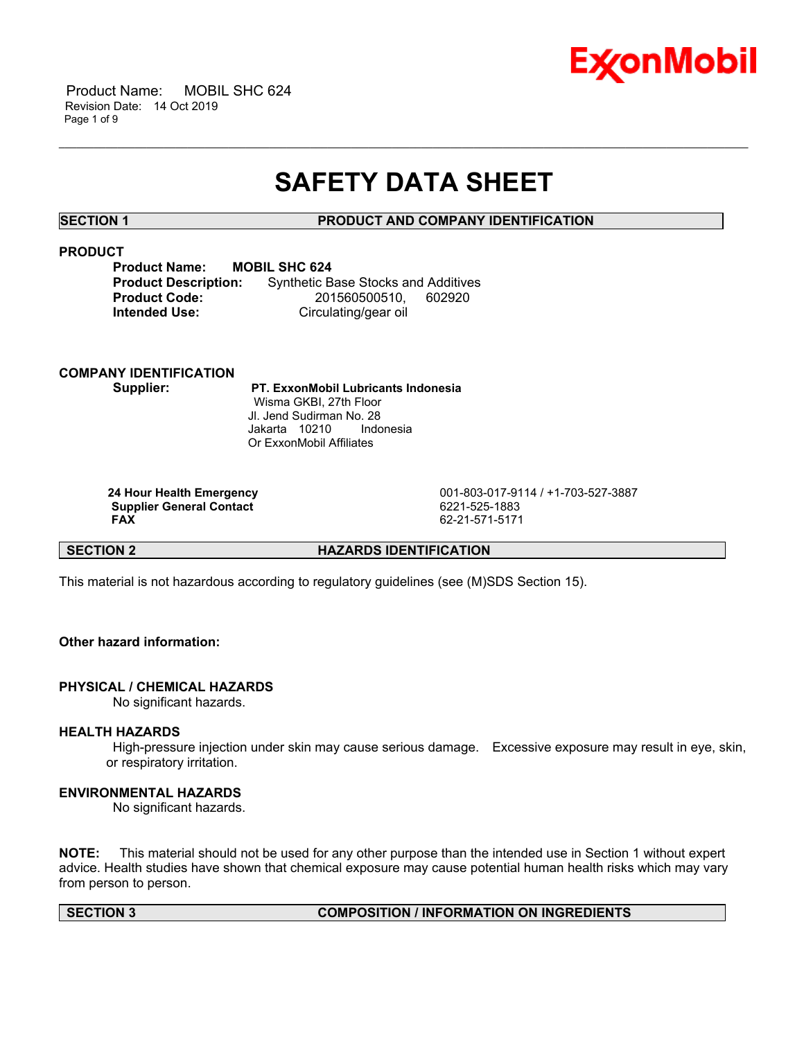# SAFETY DATA SHEET

## SECTION 1 PRODUCT AND COMPANY IDENTIFICATION

### PRODUCT

**Product Name:** **MOBIL SHC 624**
**Product Description:** Synthetic Base Stocks and Additives
**Product Code:** 201560500510, 602920
**Intended Use:** Circulating/gear oil

### COMPANY IDENTIFICATION

**Supplier:** **PT. ExxonMobil Lubricants Indonesia**
Wisma GKBI, 27th Floor
Jl. Jend Sudirman No. 28
Jakarta 10210 Indonesia
Or ExxonMobil Affiliates

| | |
|---|---|
| **24 Hour Health Emergency** | 001-803-017-9114 / +1-703-527-3887 |
| **Supplier General Contact** | 6221-525-1883 |
| **FAX** | 62-21-571-5171 |

## SECTION 2 HAZARDS IDENTIFICATION

This material is not hazardous according to regulatory guidelines (see (M)SDS Section 15).

**Other hazard information:**

### PHYSICAL / CHEMICAL HAZARDS

No significant hazards.

### HEALTH HAZARDS

High-pressure injection under skin may cause serious damage. Excessive exposure may result in eye, skin, or respiratory irritation.

### ENVIRONMENTAL HAZARDS

No significant hazards.

**NOTE:** This material should not be used for any other purpose than the intended use in Section 1 without expert advice. Health studies have shown that chemical exposure may cause potential human health risks which may vary from person to person.

## SECTION 3 COMPOSITION / INFORMATION ON INGREDIENTS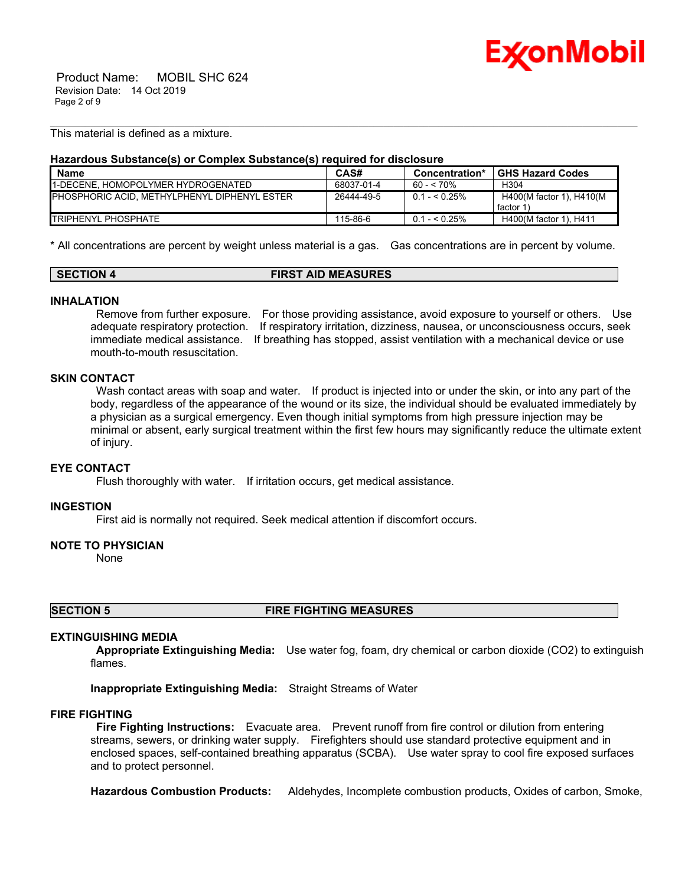This material is defined as a mixture.

**Hazardous Substance(s) or Complex Substance(s) required for disclosure**

| Name | CAS# | Concentration* | GHS Hazard Codes |
|---|---|---|---|
| 1-DECENE, HOMOPOLYMER HYDROGENATED | 68037-01-4 | 60 - < 70% | H304 |
| PHOSPHORIC ACID, METHYLPHENYL DIPHENYL ESTER | 26444-49-5 | 0.1 - < 0.25% | H400(M factor 1), H410(M factor 1) |
| TRIPHENYL PHOSPHATE | 115-86-6 | 0.1 - < 0.25% | H400(M factor 1), H411 |

* All concentrations are percent by weight unless material is a gas. Gas concentrations are in percent by volume.

## SECTION 4 FIRST AID MEASURES

### INHALATION

Remove from further exposure. For those providing assistance, avoid exposure to yourself or others. Use adequate respiratory protection. If respiratory irritation, dizziness, nausea, or unconsciousness occurs, seek immediate medical assistance. If breathing has stopped, assist ventilation with a mechanical device or use mouth-to-mouth resuscitation.

### SKIN CONTACT

Wash contact areas with soap and water. If product is injected into or under the skin, or into any part of the body, regardless of the appearance of the wound or its size, the individual should be evaluated immediately by a physician as a surgical emergency. Even though initial symptoms from high pressure injection may be minimal or absent, early surgical treatment within the first few hours may significantly reduce the ultimate extent of injury.

### EYE CONTACT

Flush thoroughly with water. If irritation occurs, get medical assistance.

### INGESTION

First aid is normally not required. Seek medical attention if discomfort occurs.

### NOTE TO PHYSICIAN

None

## SECTION 5 FIRE FIGHTING MEASURES

### EXTINGUISHING MEDIA

**Appropriate Extinguishing Media:** Use water fog, foam, dry chemical or carbon dioxide ($CO_2$) to extinguish flames.

**Inappropriate Extinguishing Media:** Straight Streams of Water

### FIRE FIGHTING

**Fire Fighting Instructions:** Evacuate area. Prevent runoff from fire control or dilution from entering streams, sewers, or drinking water supply. Firefighters should use standard protective equipment and in enclosed spaces, self-contained breathing apparatus (SCBA). Use water spray to cool fire exposed surfaces and to protect personnel.

**Hazardous Combustion Products:** Aldehydes, Incomplete combustion products, Oxides of carbon, Smoke,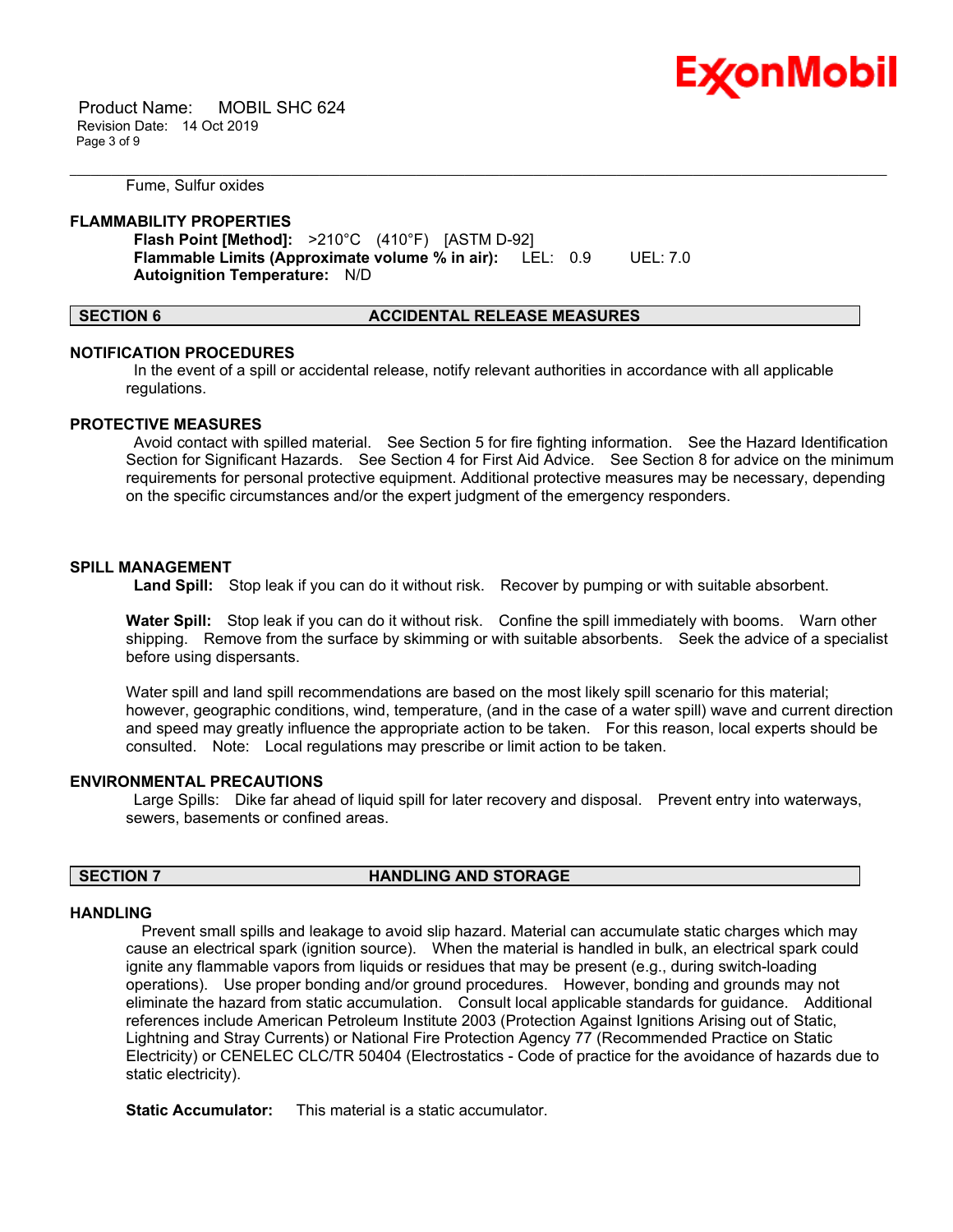Fume, Sulfur oxides

### FLAMMABILITY PROPERTIES

**Flash Point [Method]:** >210°C (410°F) [ASTM D-92]
**Flammable Limits (Approximate volume % in air):** LEL: 0.9 UEL: 7.0
**Autoignition Temperature:** N/D

## SECTION 6 ACCIDENTAL RELEASE MEASURES

### NOTIFICATION PROCEDURES

In the event of a spill or accidental release, notify relevant authorities in accordance with all applicable regulations.

### PROTECTIVE MEASURES

Avoid contact with spilled material. See Section 5 for fire fighting information. See the Hazard Identification Section for Significant Hazards. See Section 4 for First Aid Advice. See Section 8 for advice on the minimum requirements for personal protective equipment. Additional protective measures may be necessary, depending on the specific circumstances and/or the expert judgment of the emergency responders.

### SPILL MANAGEMENT

**Land Spill:** Stop leak if you can do it without risk. Recover by pumping or with suitable absorbent.

**Water Spill:** Stop leak if you can do it without risk. Confine the spill immediately with booms. Warn other shipping. Remove from the surface by skimming or with suitable absorbents. Seek the advice of a specialist before using dispersants.

Water spill and land spill recommendations are based on the most likely spill scenario for this material; however, geographic conditions, wind, temperature, (and in the case of a water spill) wave and current direction and speed may greatly influence the appropriate action to be taken. For this reason, local experts should be consulted. Note: Local regulations may prescribe or limit action to be taken.

### ENVIRONMENTAL PRECAUTIONS

Large Spills: Dike far ahead of liquid spill for later recovery and disposal. Prevent entry into waterways, sewers, basements or confined areas.

## SECTION 7 HANDLING AND STORAGE

### HANDLING

Prevent small spills and leakage to avoid slip hazard. Material can accumulate static charges which may cause an electrical spark (ignition source). When the material is handled in bulk, an electrical spark could ignite any flammable vapors from liquids or residues that may be present (e.g., during switch-loading operations). Use proper bonding and/or ground procedures. However, bonding and grounds may not eliminate the hazard from static accumulation. Consult local applicable standards for guidance. Additional references include American Petroleum Institute 2003 (Protection Against Ignitions Arising out of Static, Lightning and Stray Currents) or National Fire Protection Agency 77 (Recommended Practice on Static Electricity) or CENELEC CLC/TR 50404 (Electrostatics - Code of practice for the avoidance of hazards due to static electricity).

**Static Accumulator:** This material is a static accumulator.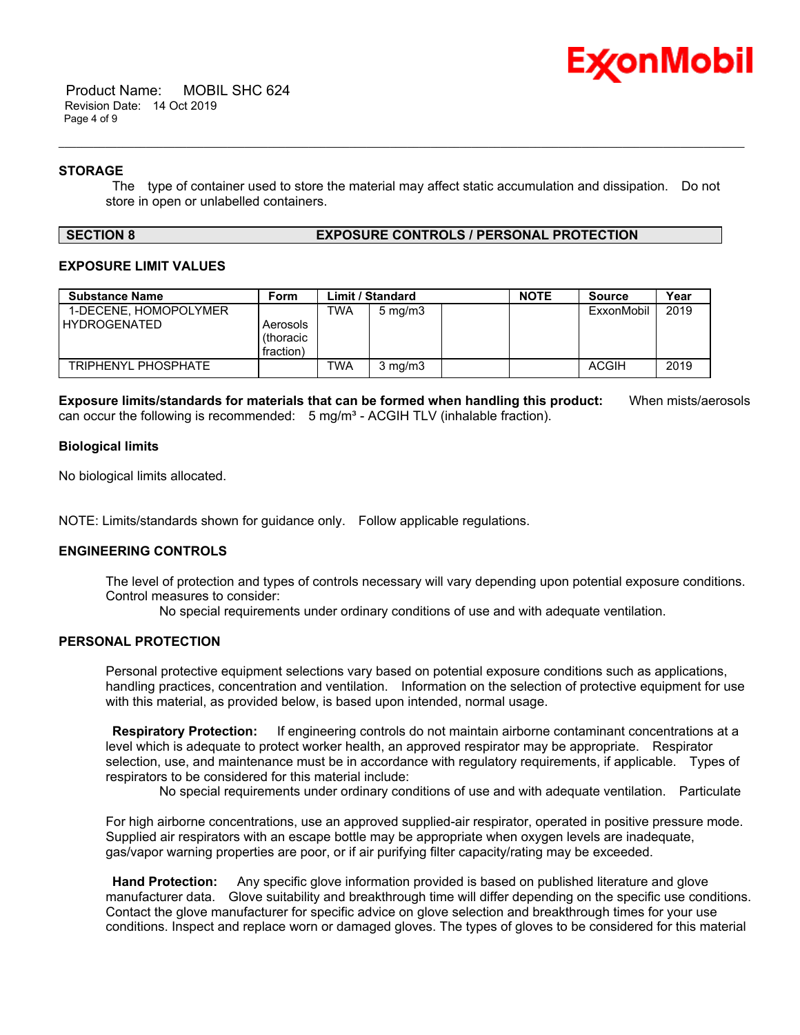### STORAGE

The type of container used to store the material may affect static accumulation and dissipation. Do not store in open or unlabelled containers.

## SECTION 8 EXPOSURE CONTROLS / PERSONAL PROTECTION

### EXPOSURE LIMIT VALUES

| Substance Name | Form | Limit / Standard | | | NOTE | Source | Year |
|---|---|---|---|---|---|---|---|
| 1-DECENE, HOMOPOLYMER HYDROGENATED | Aerosols (thoracic fraction) | TWA | 5 mg/m3 | | | ExxonMobil | 2019 |
| TRIPHENYL PHOSPHATE | | TWA | 3 mg/m3 | | | ACGIH | 2019 |

**Exposure limits/standards for materials that can be formed when handling this product:** When mists/aerosols can occur the following is recommended: 5 mg/m³ - ACGIH TLV (inhalable fraction).

### Biological limits

No biological limits allocated.

NOTE: Limits/standards shown for guidance only. Follow applicable regulations.

### ENGINEERING CONTROLS

The level of protection and types of controls necessary will vary depending upon potential exposure conditions. Control measures to consider:

No special requirements under ordinary conditions of use and with adequate ventilation.

### PERSONAL PROTECTION

Personal protective equipment selections vary based on potential exposure conditions such as applications, handling practices, concentration and ventilation. Information on the selection of protective equipment for use with this material, as provided below, is based upon intended, normal usage.

**Respiratory Protection:** If engineering controls do not maintain airborne contaminant concentrations at a level which is adequate to protect worker health, an approved respirator may be appropriate. Respirator selection, use, and maintenance must be in accordance with regulatory requirements, if applicable. Types of respirators to be considered for this material include:

No special requirements under ordinary conditions of use and with adequate ventilation. Particulate

For high airborne concentrations, use an approved supplied-air respirator, operated in positive pressure mode. Supplied air respirators with an escape bottle may be appropriate when oxygen levels are inadequate, gas/vapor warning properties are poor, or if air purifying filter capacity/rating may be exceeded.

**Hand Protection:** Any specific glove information provided is based on published literature and glove manufacturer data. Glove suitability and breakthrough time will differ depending on the specific use conditions. Contact the glove manufacturer for specific advice on glove selection and breakthrough times for your use conditions. Inspect and replace worn or damaged gloves. The types of gloves to be considered for this material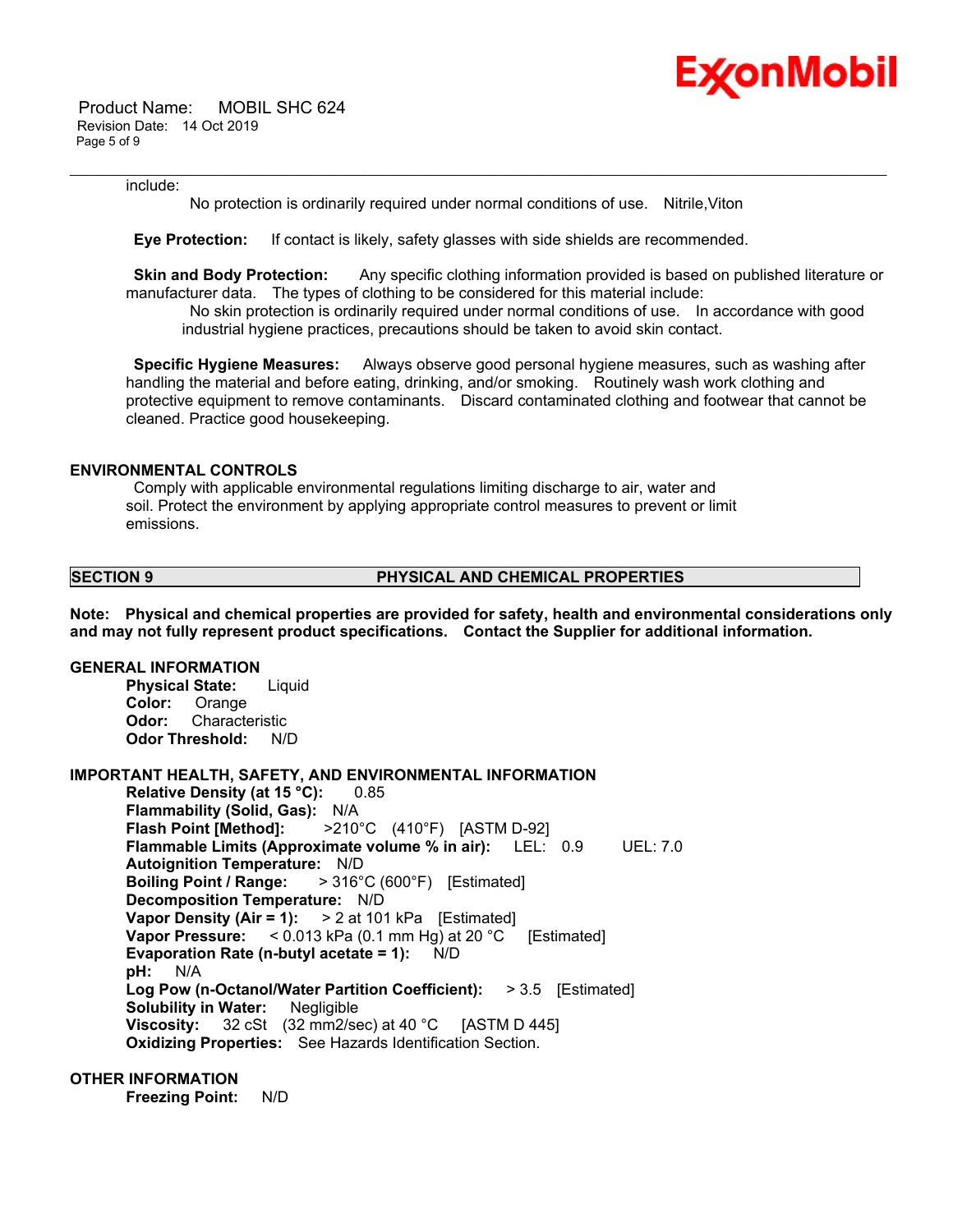include:

No protection is ordinarily required under normal conditions of use. Nitrile,Viton

**Eye Protection:** If contact is likely, safety glasses with side shields are recommended.

**Skin and Body Protection:** Any specific clothing information provided is based on published literature or manufacturer data. The types of clothing to be considered for this material include:

No skin protection is ordinarily required under normal conditions of use. In accordance with good industrial hygiene practices, precautions should be taken to avoid skin contact.

**Specific Hygiene Measures:** Always observe good personal hygiene measures, such as washing after handling the material and before eating, drinking, and/or smoking. Routinely wash work clothing and protective equipment to remove contaminants. Discard contaminated clothing and footwear that cannot be cleaned. Practice good housekeeping.

### ENVIRONMENTAL CONTROLS

Comply with applicable environmental regulations limiting discharge to air, water and soil. Protect the environment by applying appropriate control measures to prevent or limit emissions.

## SECTION 9 PHYSICAL AND CHEMICAL PROPERTIES

**Note: Physical and chemical properties are provided for safety, health and environmental considerations only and may not fully represent product specifications. Contact the Supplier for additional information.**

### GENERAL INFORMATION

**Physical State:** Liquid
**Color:** Orange
**Odor:** Characteristic
**Odor Threshold:** N/D

### IMPORTANT HEALTH, SAFETY, AND ENVIRONMENTAL INFORMATION

**Relative Density (at 15 °C):** 0.85
**Flammability (Solid, Gas):** N/A
**Flash Point [Method]:** >210°C (410°F) [ASTM D-92]
**Flammable Limits (Approximate volume % in air):** LEL: 0.9 UEL: 7.0
**Autoignition Temperature:** N/D
**Boiling Point / Range:** > 316°C (600°F) [Estimated]
**Decomposition Temperature:** N/D
**Vapor Density (Air = 1):** > 2 at 101 kPa [Estimated]
**Vapor Pressure:** < 0.013 kPa (0.1 mm Hg) at 20 °C [Estimated]
**Evaporation Rate (n-butyl acetate = 1):** N/D
**pH:** N/A
**Log Pow (n-Octanol/Water Partition Coefficient):** > 3.5 [Estimated]
**Solubility in Water:** Negligible
**Viscosity:** 32 cSt (32 mm2/sec) at 40 °C [ASTM D 445]
**Oxidizing Properties:** See Hazards Identification Section.

### OTHER INFORMATION

**Freezing Point:** N/D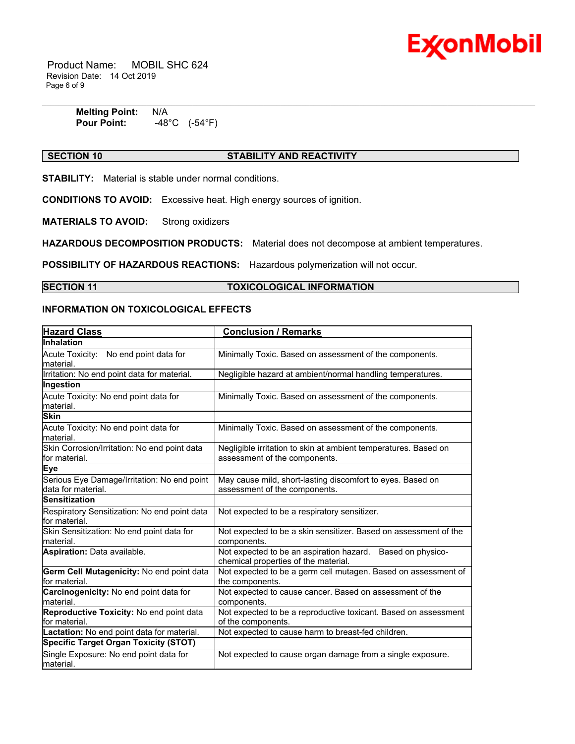**Melting Point:** N/A
**Pour Point:** -48°C (-54°F)

## SECTION 10 STABILITY AND REACTIVITY

**STABILITY:** Material is stable under normal conditions.

**CONDITIONS TO AVOID:** Excessive heat. High energy sources of ignition.

**MATERIALS TO AVOID:** Strong oxidizers

**HAZARDOUS DECOMPOSITION PRODUCTS:** Material does not decompose at ambient temperatures.

**POSSIBILITY OF HAZARDOUS REACTIONS:** Hazardous polymerization will not occur.

## SECTION 11 TOXICOLOGICAL INFORMATION

### INFORMATION ON TOXICOLOGICAL EFFECTS

| Hazard Class | Conclusion / Remarks |
|---|---|
| **Inhalation** | |
| Acute Toxicity: No end point data for material. | Minimally Toxic. Based on assessment of the components. |
| Irritation: No end point data for material. | Negligible hazard at ambient/normal handling temperatures. |
| **Ingestion** | |
| Acute Toxicity: No end point data for material. | Minimally Toxic. Based on assessment of the components. |
| **Skin** | |
| Acute Toxicity: No end point data for material. | Minimally Toxic. Based on assessment of the components. |
| Skin Corrosion/Irritation: No end point data for material. | Negligible irritation to skin at ambient temperatures. Based on assessment of the components. |
| **Eye** | |
| Serious Eye Damage/Irritation: No end point data for material. | May cause mild, short-lasting discomfort to eyes. Based on assessment of the components. |
| **Sensitization** | |
| Respiratory Sensitization: No end point data for material. | Not expected to be a respiratory sensitizer. |
| Skin Sensitization: No end point data for material. | Not expected to be a skin sensitizer. Based on assessment of the components. |
| **Aspiration:** Data available. | Not expected to be an aspiration hazard. Based on physico-chemical properties of the material. |
| **Germ Cell Mutagenicity:** No end point data for material. | Not expected to be a germ cell mutagen. Based on assessment of the components. |
| **Carcinogenicity:** No end point data for material. | Not expected to cause cancer. Based on assessment of the components. |
| **Reproductive Toxicity:** No end point data for material. | Not expected to be a reproductive toxicant. Based on assessment of the components. |
| **Lactation:** No end point data for material. | Not expected to cause harm to breast-fed children. |
| **Specific Target Organ Toxicity (STOT)** | |
| Single Exposure: No end point data for material. | Not expected to cause organ damage from a single exposure. |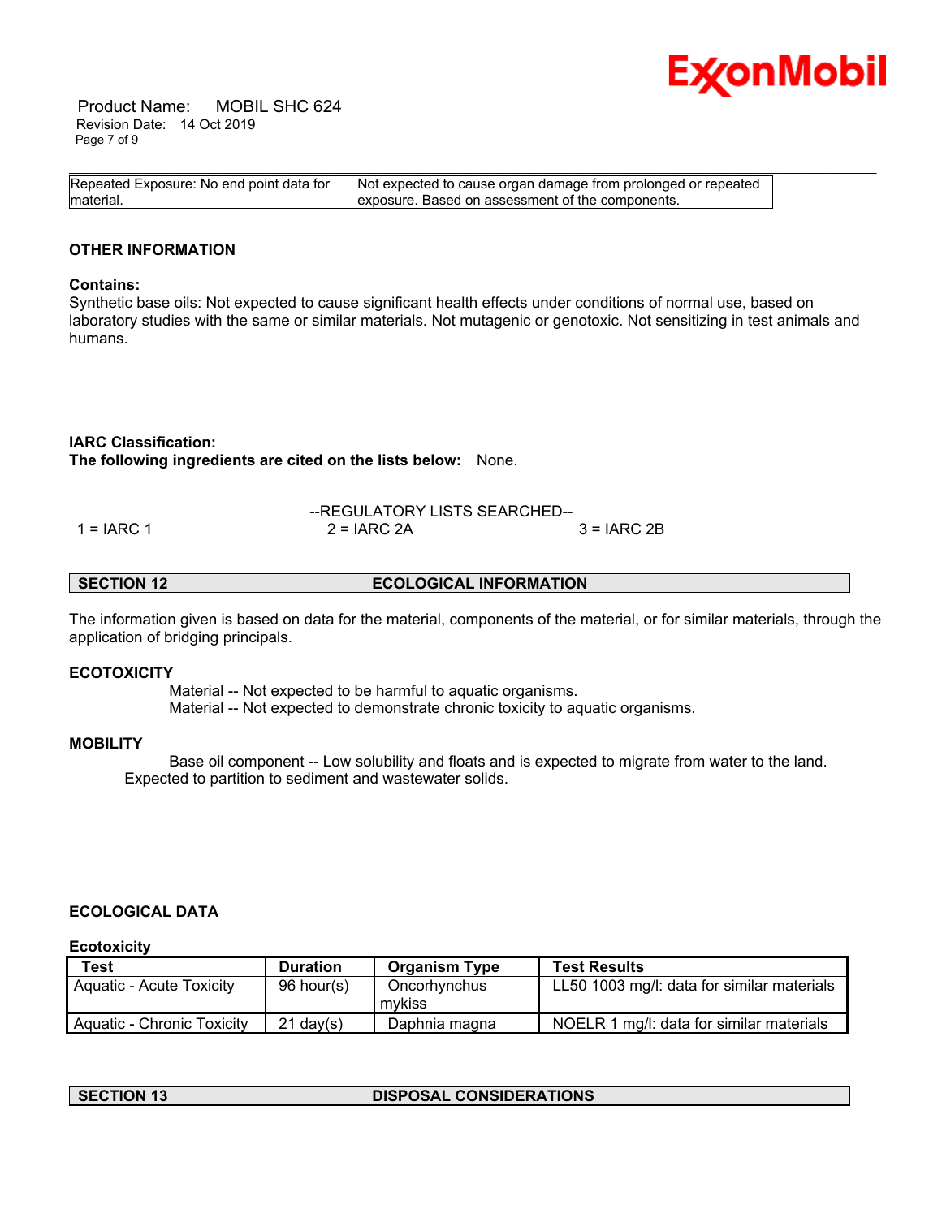| Repeated Exposure: No end point data for material. | Not expected to cause organ damage from prolonged or repeated exposure. Based on assessment of the components. |
|---|---|

### OTHER INFORMATION

**Contains:**
Synthetic base oils: Not expected to cause significant health effects under conditions of normal use, based on laboratory studies with the same or similar materials. Not mutagenic or genotoxic. Not sensitizing in test animals and humans.

**IARC Classification:**
**The following ingredients are cited on the lists below:** None.

--REGULATORY LISTS SEARCHED--

1 = IARC 1 2 = IARC 2A 3 = IARC 2B

## SECTION 12 ECOLOGICAL INFORMATION

The information given is based on data for the material, components of the material, or for similar materials, through the application of bridging principals.

### ECOTOXICITY

Material -- Not expected to be harmful to aquatic organisms.
Material -- Not expected to demonstrate chronic toxicity to aquatic organisms.

### MOBILITY

Base oil component -- Low solubility and floats and is expected to migrate from water to the land. Expected to partition to sediment and wastewater solids.

### ECOLOGICAL DATA

**Ecotoxicity**

| Test | Duration | Organism Type | Test Results |
|---|---|---|---|
| Aquatic - Acute Toxicity | 96 hour(s) | Oncorhynchus mykiss | LL50 1003 mg/l: data for similar materials |
| Aquatic - Chronic Toxicity | 21 day(s) | Daphnia magna | NOELR 1 mg/l: data for similar materials |

## SECTION 13 DISPOSAL CONSIDERATIONS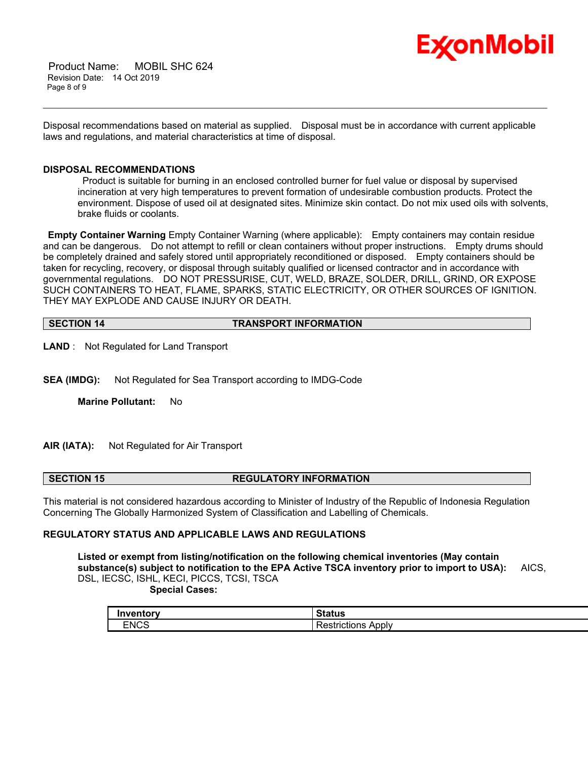Disposal recommendations based on material as supplied. Disposal must be in accordance with current applicable laws and regulations, and material characteristics at time of disposal.

**DISPOSAL RECOMMENDATIONS**

Product is suitable for burning in an enclosed controlled burner for fuel value or disposal by supervised incineration at very high temperatures to prevent formation of undesirable combustion products. Protect the environment. Dispose of used oil at designated sites. Minimize skin contact. Do not mix used oils with solvents, brake fluids or coolants.

**Empty Container Warning** Empty Container Warning (where applicable): Empty containers may contain residue and can be dangerous. Do not attempt to refill or clean containers without proper instructions. Empty drums should be completely drained and safely stored until appropriately reconditioned or disposed. Empty containers should be taken for recycling, recovery, or disposal through suitably qualified or licensed contractor and in accordance with governmental regulations. DO NOT PRESSURISE, CUT, WELD, BRAZE, SOLDER, DRILL, GRIND, OR EXPOSE SUCH CONTAINERS TO HEAT, FLAME, SPARKS, STATIC ELECTRICITY, OR OTHER SOURCES OF IGNITION. THEY MAY EXPLODE AND CAUSE INJURY OR DEATH.

## SECTION 14 TRANSPORT INFORMATION

**LAND** : Not Regulated for Land Transport

**SEA (IMDG):** Not Regulated for Sea Transport according to IMDG-Code

**Marine Pollutant:** No

**AIR (IATA):** Not Regulated for Air Transport

## SECTION 15 REGULATORY INFORMATION

This material is not considered hazardous according to Minister of Industry of the Republic of Indonesia Regulation Concerning The Globally Harmonized System of Classification and Labelling of Chemicals.

**REGULATORY STATUS AND APPLICABLE LAWS AND REGULATIONS**

**Listed or exempt from listing/notification on the following chemical inventories (May contain substance(s) subject to notification to the EPA Active TSCA inventory prior to import to USA):** AICS, DSL, IECSC, ISHL, KECI, PICCS, TCSI, TSCA

**Special Cases:**

| Inventory | Status |
|---|---|
| ENCS | Restrictions Apply |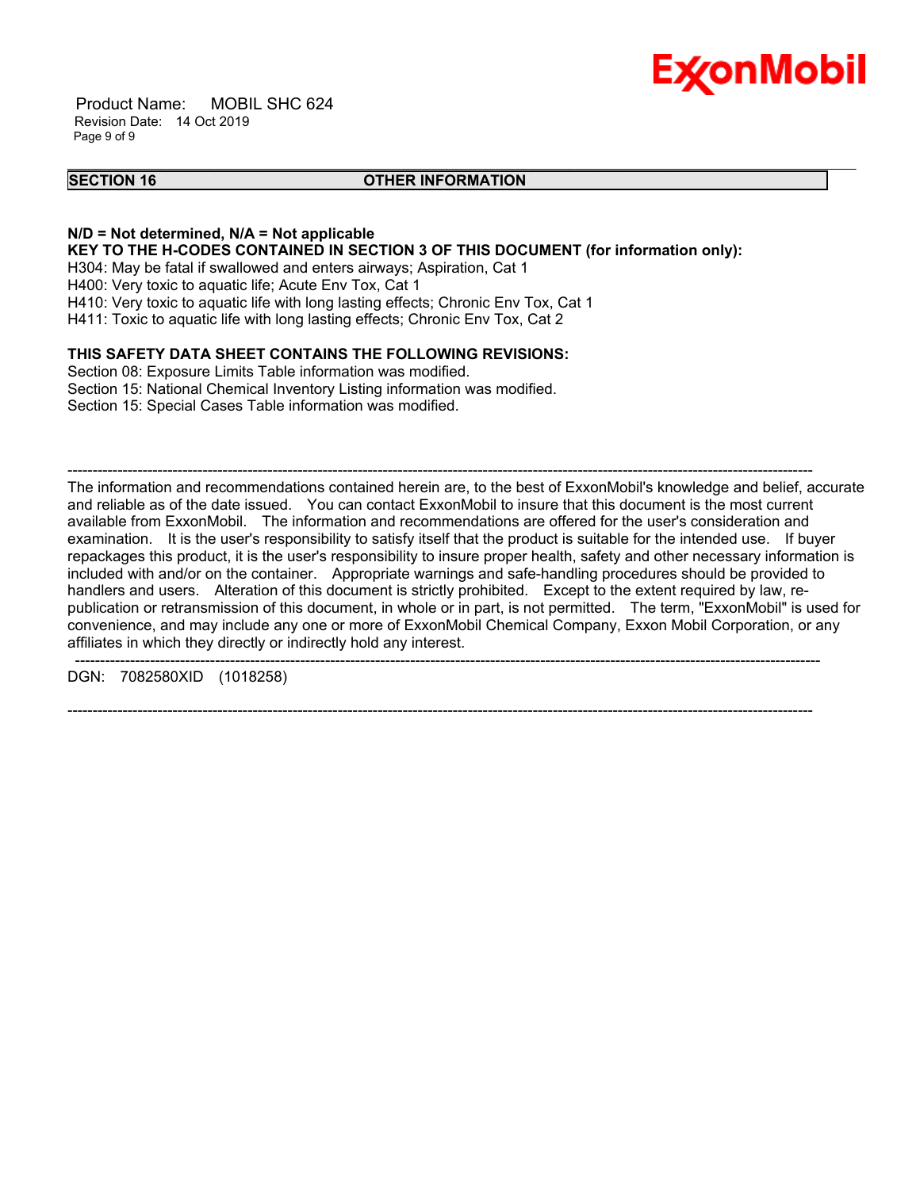## SECTION 16 OTHER INFORMATION

**N/D = Not determined, N/A = Not applicable**

**KEY TO THE H-CODES CONTAINED IN SECTION 3 OF THIS DOCUMENT (for information only):**

H304: May be fatal if swallowed and enters airways; Aspiration, Cat 1
H400: Very toxic to aquatic life; Acute Env Tox, Cat 1
H410: Very toxic to aquatic life with long lasting effects; Chronic Env Tox, Cat 1
H411: Toxic to aquatic life with long lasting effects; Chronic Env Tox, Cat 2

**THIS SAFETY DATA SHEET CONTAINS THE FOLLOWING REVISIONS:**

Section 08: Exposure Limits Table information was modified.
Section 15: National Chemical Inventory Listing information was modified.
Section 15: Special Cases Table information was modified.

---

The information and recommendations contained herein are, to the best of ExxonMobil's knowledge and belief, accurate and reliable as of the date issued. You can contact ExxonMobil to insure that this document is the most current available from ExxonMobil. The information and recommendations are offered for the user's consideration and examination. It is the user's responsibility to satisfy itself that the product is suitable for the intended use. If buyer repackages this product, it is the user's responsibility to insure proper health, safety and other necessary information is included with and/or on the container. Appropriate warnings and safe-handling procedures should be provided to handlers and users. Alteration of this document is strictly prohibited. Except to the extent required by law, re-publication or retransmission of this document, in whole or in part, is not permitted. The term, "ExxonMobil" is used for convenience, and may include any one or more of ExxonMobil Chemical Company, Exxon Mobil Corporation, or any affiliates in which they directly or indirectly hold any interest.

---

DGN: 7082580XID (1018258)

---